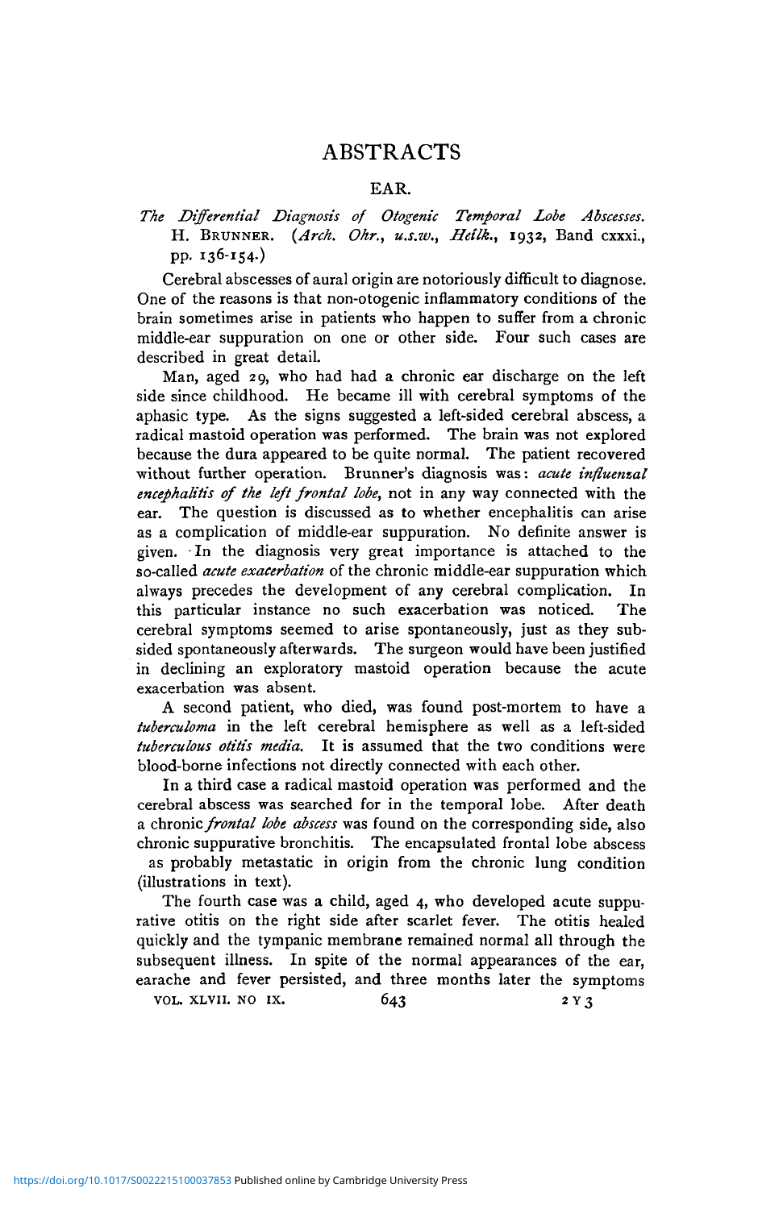# ABSTRACTS

## EAR.

*The Differential Diagnosis of Otogenic Temporal Lobe Abscesses.* H. BRUNNER. (*Arch. Ohr., u.s.w., Heilk.*, 1932, Band cxxxi., pp. 136-154.)

Cerebral abscesses of aural origin are notoriously difficult to diagnose. One of the reasons is that non-otogenic inflammatory conditions of the brain sometimes arise in patients who happen to suffer from a chronic middle-ear suppuration on one or other side. Four such cases are described in great detail.

Man, aged 29, who had had a chronic ear discharge on the left side since childhood. He became ill with cerebral symptoms of the aphasic type. As the signs suggested a left-sided cerebral abscess, a radical mastoid operation was performed. The brain was not explored because the dura appeared to be quite normal. The patient recovered without further operation. Brunner's diagnosis was: *acute influenzal encephalitis of the left frontal lobe*, not in any way connected with the ear. The question is discussed as to whether encephalitis can arise as a complication of middle-ear suppuration. No definite answer is given. In the diagnosis very great importance is attached to the so-called *acute exacerbation* of the chronic middle-ear suppuration which always precedes the development of any cerebral complication. In this particular instance no such exacerbation was noticed. The cerebral symptoms seemed to arise spontaneously, just as they subsided spontaneously afterwards. The surgeon would have been justified in declining an exploratory mastoid operation because the acute exacerbation was absent.

A second patient, who died, was found post-mortem to have a *tuberculoma* in the left cerebral hemisphere as well as a left-sided *tuberculous otitis media*. It is assumed that the two conditions were blood-borne infections not directly connected with each other.

In a third case a radical mastoid operation was performed and the cerebral abscess was searched for in the temporal lobe. After death a chronic *frontal lobe abscess* was found on the corresponding side, also chronic suppurative bronchitis. The encapsulated frontal lobe abscess as probably metastatic in origin from the chronic lung condition (illustrations in text).

The fourth case was a child, aged 4, who developed acute suppurative otitis on the right side after scarlet fever. The otitis healed quickly and the tympanic membrane remained normal all through the subsequent illness. In spite of the normal appearances of the ear, earache and fever persisted, and three months later the symptoms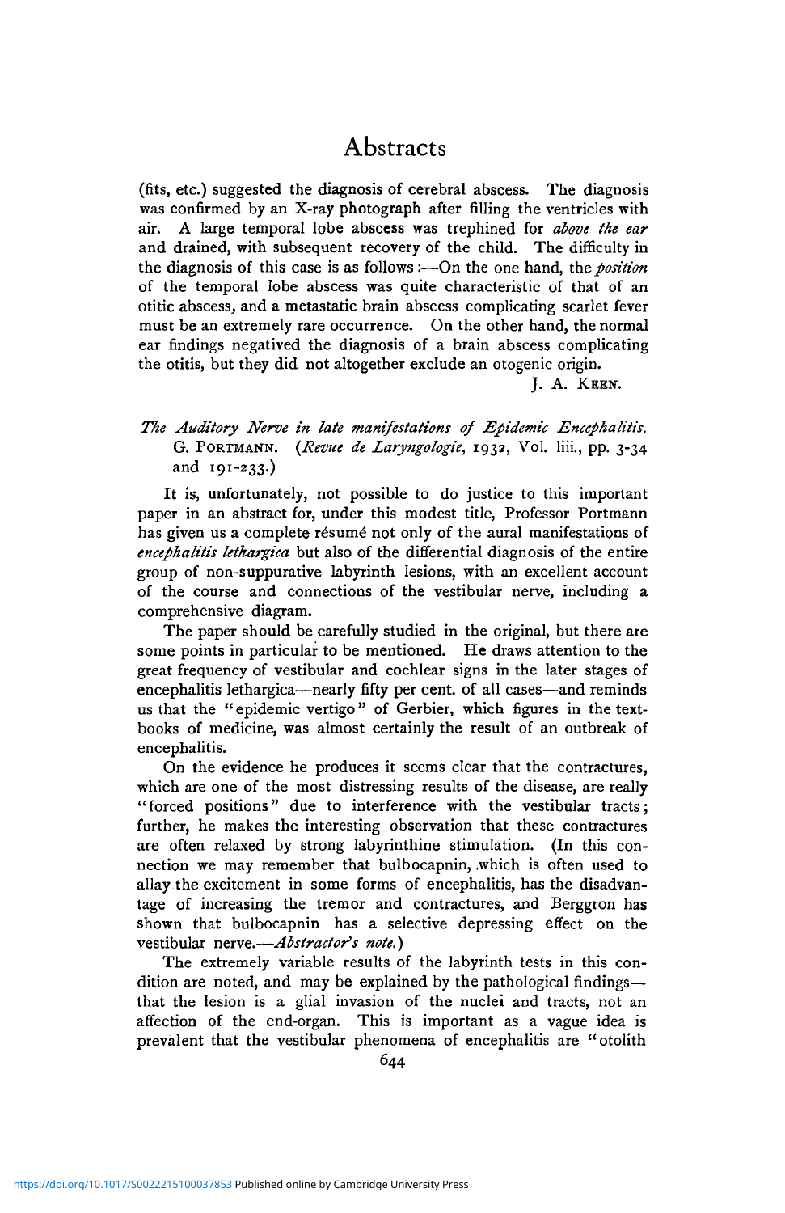(fits, etc.) suggested the diagnosis of cerebral abscess. The diagnosis was confirmed by an X-ray photograph after filling the ventricles with air. A large temporal lobe abscess was trephined for *above the ear* and drained, with subsequent recovery of the child. The difficulty in the diagnosis of this case is as follows:—On the one hand, the *position* of the temporal lobe abscess was quite characteristic of that of an otitic abscess, and a metastatic brain abscess complicating scarlet fever must be an extremely rare occurrence. On the other hand, the normal ear findings negatived the diagnosis of a brain abscess complicating the otitis, but they did not altogether exclude an otogenic origin.

J. A. KEEN.

*The Auditory Nerve in late manifestations of Epidemic Encephalitis.* G. PORTMANN. (*Revue de Laryngologie*, 1932, Vol. liii., pp. 3-34 and 191-233.)

It is, unfortunately, not possible to do justice to this important paper in an abstract for, under this modest title, Professor Portmann has given us a complete résumé not only of the aural manifestations of ***encephalitis lethargica*** but also of the differential diagnosis of the entire group of non-suppurative labyrinth lesions, with an excellent account of the course and connections of the vestibular nerve, including a comprehensive diagram.

The paper should be carefully studied in the original, but there are some points in particular to be mentioned. He draws attention to the great frequency of vestibular and cochlear signs in the later stages of encephalitis lethargica—nearly fifty per cent. of all cases—and reminds us that the "epidemic vertigo" of Gerbier, which figures in the text-books of medicine, was almost certainly the result of an outbreak of encephalitis.

On the evidence he produces it seems clear that the contractures, which are one of the most distressing results of the disease, are really "forced positions" due to interference with the vestibular tracts; further, he makes the interesting observation that these contractures are often relaxed by strong labyrinthine stimulation. (In this connection we may remember that bulbocapnin, which is often used to allay the excitement in some forms of encephalitis, has the disadvantage of increasing the tremor and contractures, and Berggron has shown that bulbocapnin has a selective depressing effect on the vestibular nerve.—*Abstractor's note.*)

The extremely variable results of the labyrinth tests in this condition are noted, and may be explained by the pathological findings—that the lesion is a glial invasion of the nuclei and tracts, not an affection of the end-organ. This is important as a vague idea is prevalent that the vestibular phenomena of encephalitis are "otolith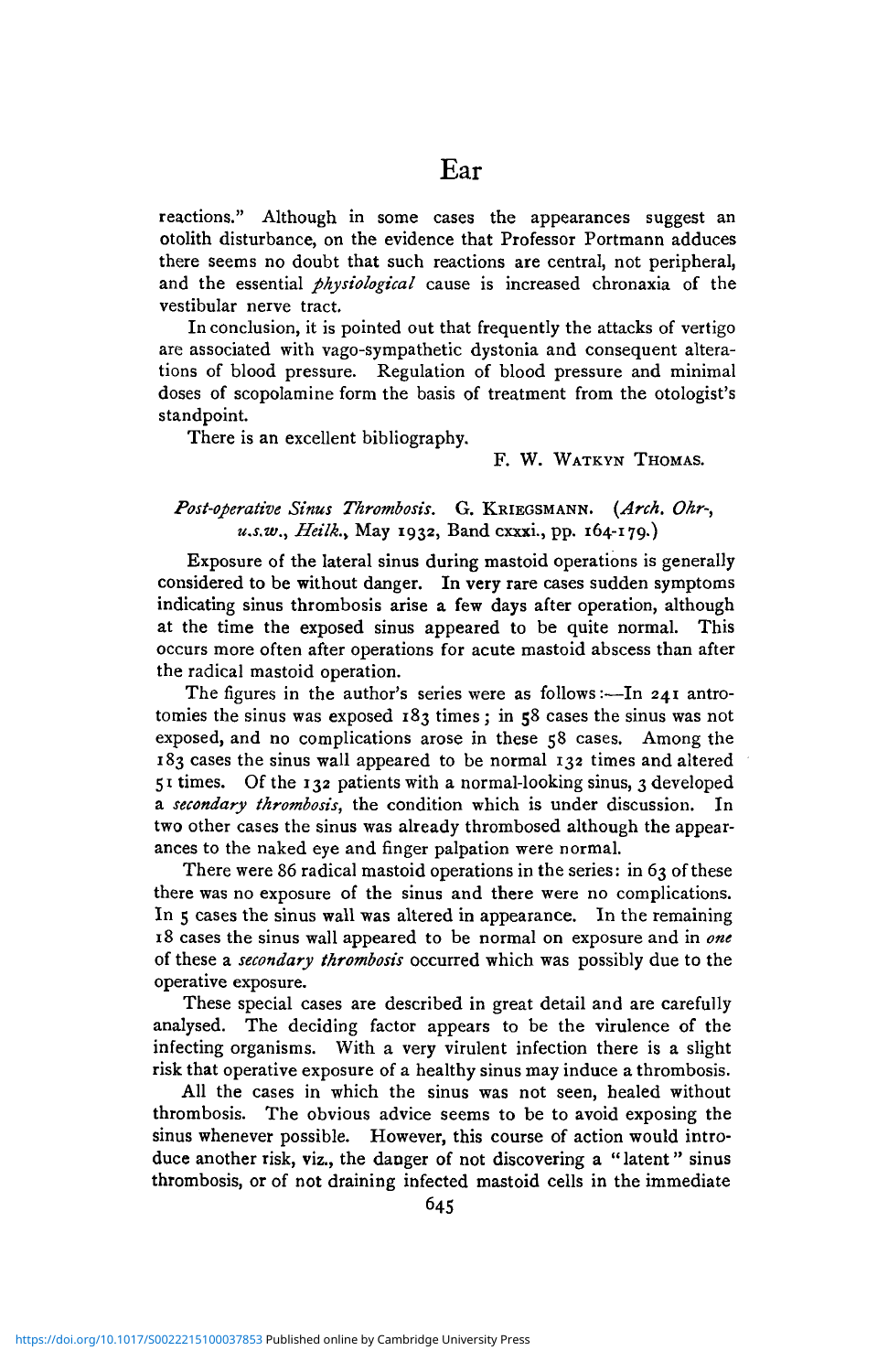reactions." Although in some cases the appearances suggest an otolith disturbance, on the evidence that Professor Portmann adduces there seems no doubt that such reactions are central, not peripheral, and the essential *physiological* cause is increased chronaxia of the vestibular nerve tract.

In conclusion, it is pointed out that frequently the attacks of vertigo are associated with vago-sympathetic dystonia and consequent alterations of blood pressure. Regulation of blood pressure and minimal doses of scopolamine form the basis of treatment from the otologist's standpoint.

There is an excellent bibliography.

F. W. WATKYN THOMAS.

*Post-operative Sinus Thrombosis.* G. KRIEGSMANN. (*Arch. Ohr-, u.s.w., Heilk.*, May 1932, Band cxxxi., pp. 164-179.)

Exposure of the lateral sinus during mastoid operations is generally considered to be without danger. In very rare cases sudden symptoms indicating sinus thrombosis arise a few days after operation, although at the time the exposed sinus appeared to be quite normal. This occurs more often after operations for acute mastoid abscess than after the radical mastoid operation.

The figures in the author's series were as follows:—In 241 antrotomies the sinus was exposed 183 times; in 58 cases the sinus was not exposed, and no complications arose in these 58 cases. Among the 183 cases the sinus wall appeared to be normal 132 times and altered 51 times. Of the 132 patients with a normal-looking sinus, 3 developed a *secondary thrombosis*, the condition which is under discussion. In two other cases the sinus was already thrombosed although the appearances to the naked eye and finger palpation were normal.

There were 86 radical mastoid operations in the series: in 63 of these there was no exposure of the sinus and there were no complications. In 5 cases the sinus wall was altered in appearance. In the remaining 18 cases the sinus wall appeared to be normal on exposure and in *one* of these a *secondary thrombosis* occurred which was possibly due to the operative exposure.

These special cases are described in great detail and are carefully analysed. The deciding factor appears to be the virulence of the infecting organisms. With a very virulent infection there is a slight risk that operative exposure of a healthy sinus may induce a thrombosis.

All the cases in which the sinus was not seen, healed without thrombosis. The obvious advice seems to be to avoid exposing the sinus whenever possible. However, this course of action would introduce another risk, viz., the danger of not discovering a "latent" sinus thrombosis, or of not draining infected mastoid cells in the immediate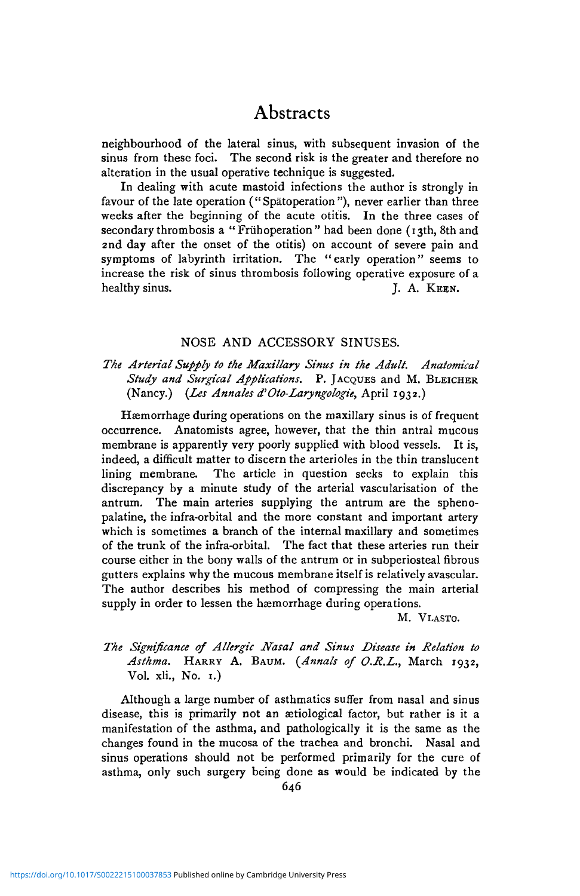neighbourhood of the lateral sinus, with subsequent invasion of the sinus from these foci. The second risk is the greater and therefore no alteration in the usual operative technique is suggested.

In dealing with acute mastoid infections the author is strongly in favour of the late operation ("Spätoperation"), never earlier than three weeks after the beginning of the acute otitis. In the three cases of secondary thrombosis a "Frühoperation" had been done (13th, 8th and 2nd day after the onset of the otitis) on account of severe pain and symptoms of labyrinth irritation. The "early operation" seems to increase the risk of sinus thrombosis following operative exposure of a healthy sinus.

J. A. KEEN.

## NOSE AND ACCESSORY SINUSES.

*The Arterial Supply to the Maxillary Sinus in the Adult. Anatomical Study and Surgical Applications.* P. JACQUES and M. BLEICHER (Nancy.) (*Les Annales d'Oto-Laryngologie*, April 1932.)

Hæmorrhage during operations on the maxillary sinus is of frequent occurrence. Anatomists agree, however, that the thin antral mucous membrane is apparently very poorly supplied with blood vessels. It is, indeed, a difficult matter to discern the arterioles in the thin translucent lining membrane. The article in question seeks to explain this discrepancy by a minute study of the arterial vascularisation of the antrum. The main arteries supplying the antrum are the spheno-palatine, the infra-orbital and the more constant and important artery which is sometimes a branch of the internal maxillary and sometimes of the trunk of the infra-orbital. The fact that these arteries run their course either in the bony walls of the antrum or in subperiosteal fibrous gutters explains why the mucous membrane itself is relatively avascular. The author describes his method of compressing the main arterial supply in order to lessen the hæmorrhage during operations.

M. VLASTO.

*The Significance of Allergic Nasal and Sinus Disease in Relation to Asthma.* HARRY A. BAUM. (*Annals of O.R.L.*, March 1932, Vol. xli., No. 1.)

Although a large number of asthmatics suffer from nasal and sinus disease, this is primarily not an ætiological factor, but rather is it a manifestation of the asthma, and pathologically it is the same as the changes found in the mucosa of the trachea and bronchi. Nasal and sinus operations should not be performed primarily for the cure of asthma, only such surgery being done as would be indicated by the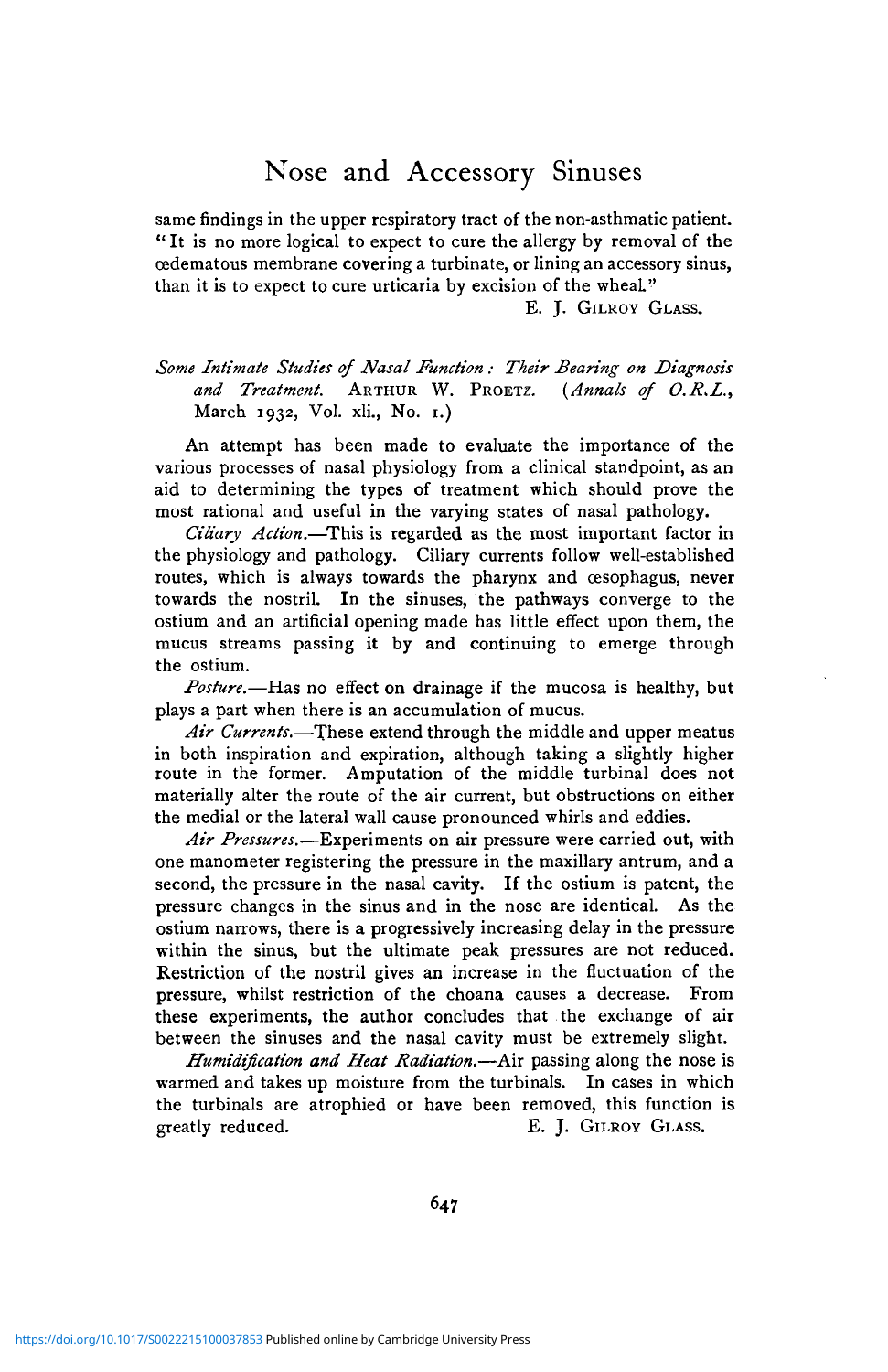same findings in the upper respiratory tract of the non-asthmatic patient. "It is no more logical to expect to cure the allergy by removal of the œdematous membrane covering a turbinate, or lining an accessory sinus, than it is to expect to cure urticaria by excision of the wheal."

E. J. GILROY GLASS.

*Some Intimate Studies of Nasal Function: Their Bearing on Diagnosis and Treatment.* ARTHUR W. PROETZ. (*Annals of O.R.L.*, March 1932, Vol. xli., No. 1.)

An attempt has been made to evaluate the importance of the various processes of nasal physiology from a clinical standpoint, as an aid to determining the types of treatment which should prove the most rational and useful in the varying states of nasal pathology.

*Ciliary Action.*—This is regarded as the most important factor in the physiology and pathology. Ciliary currents follow well-established routes, which is always towards the pharynx and œsophagus, never towards the nostril. In the sinuses, the pathways converge to the ostium and an artificial opening made has little effect upon them, the mucus streams passing it by and continuing to emerge through the ostium.

*Posture.*—Has no effect on drainage if the mucosa is healthy, but plays a part when there is an accumulation of mucus.

*Air Currents.*—These extend through the middle and upper meatus in both inspiration and expiration, although taking a slightly higher route in the former. Amputation of the middle turbinal does not materially alter the route of the air current, but obstructions on either the medial or the lateral wall cause pronounced whirls and eddies.

*Air Pressures.*—Experiments on air pressure were carried out, with one manometer registering the pressure in the maxillary antrum, and a second, the pressure in the nasal cavity. If the ostium is patent, the pressure changes in the sinus and in the nose are identical. As the ostium narrows, there is a progressively increasing delay in the pressure within the sinus, but the ultimate peak pressures are not reduced. Restriction of the nostril gives an increase in the fluctuation of the pressure, whilst restriction of the choana causes a decrease. From these experiments, the author concludes that the exchange of air between the sinuses and the nasal cavity must be extremely slight.

*Humidification and Heat Radiation.*—Air passing along the nose is warmed and takes up moisture from the turbinals. In cases in which the turbinals are atrophied or have been removed, this function is greatly reduced.

E. J. GILROY GLASS.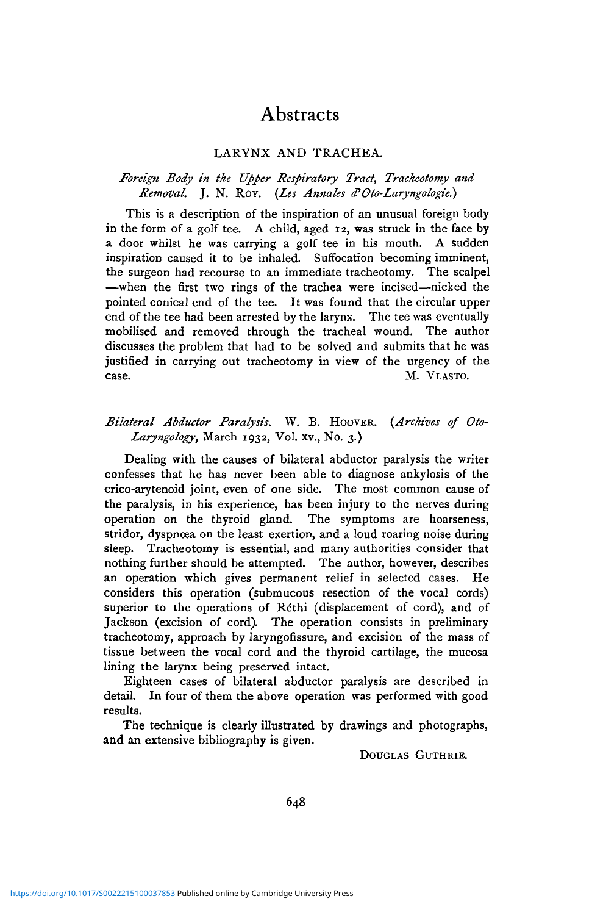# Abstracts

## LARYNX AND TRACHEA.

*Foreign Body in the Upper Respiratory Tract, Tracheotomy and Removal.* J. N. ROY. (*Les Annales d'Oto-Laryngologie.*)

This is a description of the inspiration of an unusual foreign body in the form of a golf tee. A child, aged 12, was struck in the face by a door whilst he was carrying a golf tee in his mouth. A sudden inspiration caused it to be inhaled. Suffocation becoming imminent, the surgeon had recourse to an immediate tracheotomy. The scalpel —when the first two rings of the trachea were incised—nicked the pointed conical end of the tee. It was found that the circular upper end of the tee had been arrested by the larynx. The tee was eventually mobilised and removed through the tracheal wound. The author discusses the problem that had to be solved and submits that he was justified in carrying out tracheotomy in view of the urgency of the case.

M. VLASTO.

*Bilateral Abductor Paralysis.* W. B. HOOVER. (*Archives of Oto-Laryngology*, March 1932, Vol. xv., No. 3.)

Dealing with the causes of bilateral abductor paralysis the writer confesses that he has never been able to diagnose ankylosis of the crico-arytenoid joint, even of one side. The most common cause of the paralysis, in his experience, has been injury to the nerves during operation on the thyroid gland. The symptoms are hoarseness, stridor, dyspnœa on the least exertion, and a loud roaring noise during sleep. Tracheotomy is essential, and many authorities consider that nothing further should be attempted. The author, however, describes an operation which gives permanent relief in selected cases. He considers this operation (submucous resection of the vocal cords) superior to the operations of Réthi (displacement of cord), and of Jackson (excision of cord). The operation consists in preliminary tracheotomy, approach by laryngofissure, and excision of the mass of tissue between the vocal cord and the thyroid cartilage, the mucosa lining the larynx being preserved intact.

Eighteen cases of bilateral abductor paralysis are described in detail. In four of them the above operation was performed with good results.

The technique is clearly illustrated by drawings and photographs, and an extensive bibliography is given.

DOUGLAS GUTHRIE.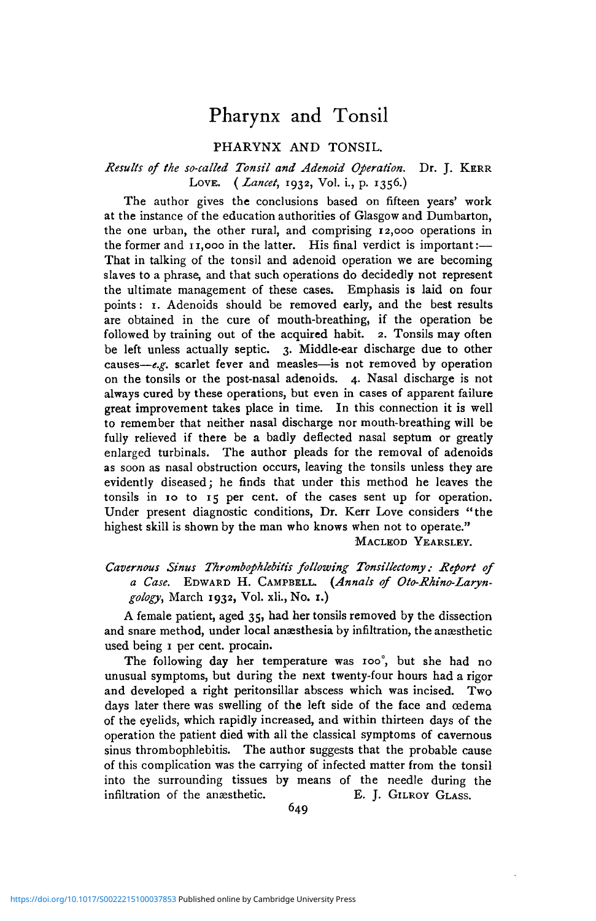# Pharynx and Tonsil

## PHARYNX AND TONSIL.

*Results of the so-called Tonsil and Adenoid Operation.* Dr. J. KERR LOVE. (*Lancet*, 1932, Vol. i., p. 1356.)

The author gives the conclusions based on fifteen years' work at the instance of the education authorities of Glasgow and Dumbarton, the one urban, the other rural, and comprising 12,000 operations in the former and 11,000 in the latter. His final verdict is important:—That in talking of the tonsil and adenoid operation we are becoming slaves to a phrase, and that such operations do decidedly not represent the ultimate management of these cases. Emphasis is laid on four points: 1. Adenoids should be removed early, and the best results are obtained in the cure of mouth-breathing, if the operation be followed by training out of the acquired habit. 2. Tonsils may often be left unless actually septic. 3. Middle-ear discharge due to other causes—*e.g.* scarlet fever and measles—is not removed by operation on the tonsils or the post-nasal adenoids. 4. Nasal discharge is not always cured by these operations, but even in cases of apparent failure great improvement takes place in time. In this connection it is well to remember that neither nasal discharge nor mouth-breathing will be fully relieved if there be a badly deflected nasal septum or greatly enlarged turbinals. The author pleads for the removal of adenoids as soon as nasal obstruction occurs, leaving the tonsils unless they are evidently diseased; he finds that under this method he leaves the tonsils in 10 to 15 per cent. of the cases sent up for operation. Under present diagnostic conditions, Dr. Kerr Love considers "the highest skill is shown by the man who knows when not to operate."

MACLEOD YEARSLEY.

*Cavernous Sinus Thrombophlebitis following Tonsillectomy: Report of a Case.* EDWARD H. CAMPBELL. (*Annals of Oto-Rhino-Laryngology*, March 1932, Vol. xli., No. 1.)

A female patient, aged 35, had her tonsils removed by the dissection and snare method, under local anæsthesia by infiltration, the anæsthetic used being 1 per cent. procain.

The following day her temperature was 100°, but she had no unusual symptoms, but during the next twenty-four hours had a rigor and developed a right peritonsillar abscess which was incised. Two days later there was swelling of the left side of the face and œdema of the eyelids, which rapidly increased, and within thirteen days of the operation the patient died with all the classical symptoms of cavernous sinus thrombophlebitis. The author suggests that the probable cause of this complication was the carrying of infected matter from the tonsil into the surrounding tissues by means of the needle during the infiltration of the anæsthetic.

E. J. GILROY GLASS.